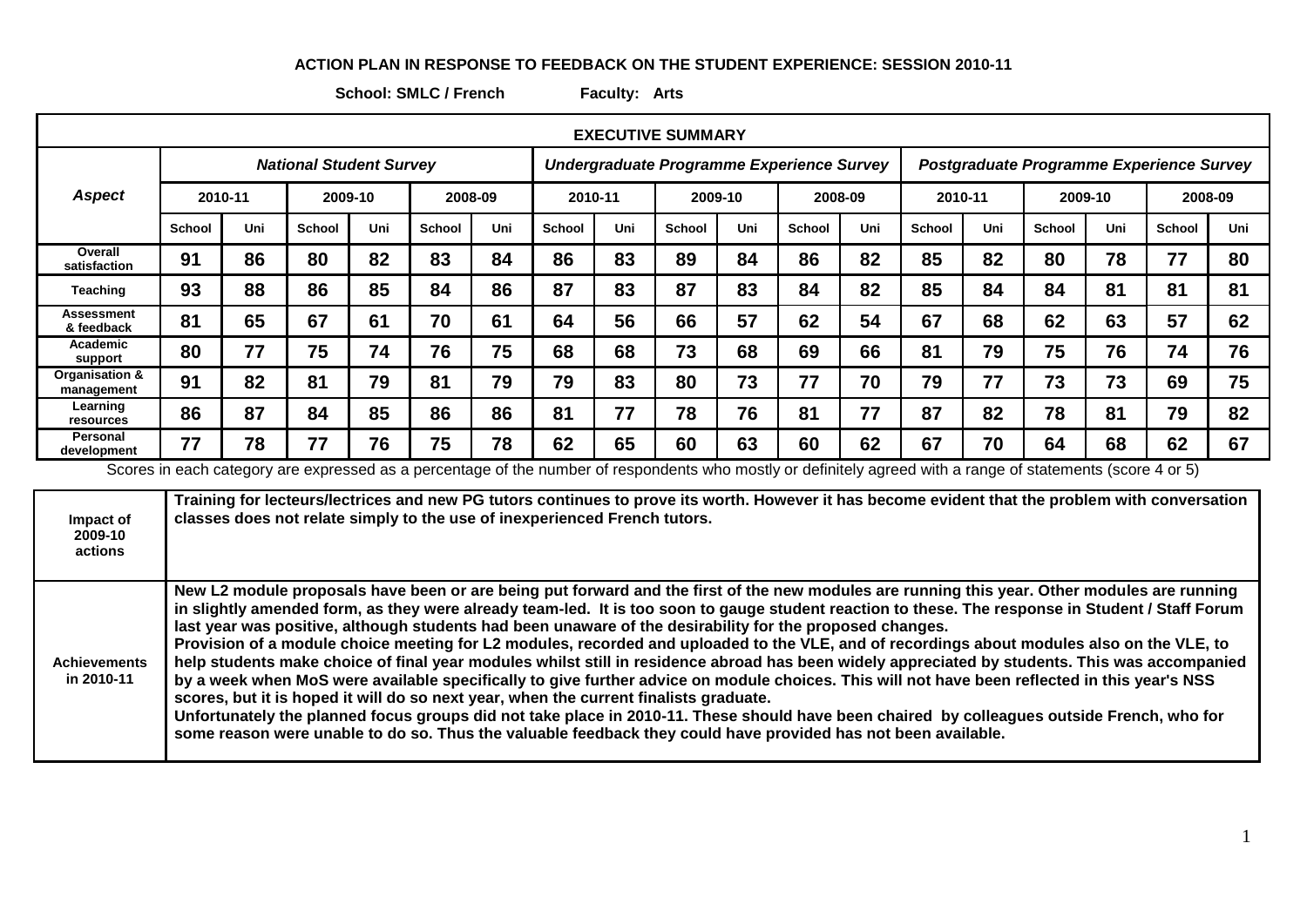**ACTION PLAN IN RESPONSE TO FEEDBACK ON THE STUDENT EXPERIENCE: SESSION 2010-11**

**School: SMLC / French** **Faculty: Arts**

**EXECUTIVE SUMMARY**

| *Aspect* | *National Student Survey* | | | | | | *Undergraduate Programme Experience Survey* | | | | | | *Postgraduate Programme Experience Survey* | | | | | |
|---|---|---|---|---|---|---|---|---|---|---|---|---|---|---|---|---|---|---|
| | 2010-11 | | 2009-10 | | 2008-09 | | 2010-11 | | 2009-10 | | 2008-09 | | 2010-11 | | 2009-10 | | 2008-09 | |
| | School | Uni | School | Uni | School | Uni | School | Uni | School | Uni | School | Uni | School | Uni | School | Uni | School | Uni |
| Overall satisfaction | 91 | 86 | 80 | 82 | 83 | 84 | 86 | 83 | 89 | 84 | 86 | 82 | 85 | 82 | 80 | 78 | 77 | 80 |
| Teaching | 93 | 88 | 86 | 85 | 84 | 86 | 87 | 83 | 87 | 83 | 84 | 82 | 85 | 84 | 84 | 81 | 81 | 81 |
| Assessment & feedback | 81 | 65 | 67 | 61 | 70 | 61 | 64 | 56 | 66 | 57 | 62 | 54 | 67 | 68 | 62 | 63 | 57 | 62 |
| Academic support | 80 | 77 | 75 | 74 | 76 | 75 | 68 | 68 | 73 | 68 | 69 | 66 | 81 | 79 | 75 | 76 | 74 | 76 |
| Organisation & management | 91 | 82 | 81 | 79 | 81 | 79 | 79 | 83 | 80 | 73 | 77 | 70 | 79 | 77 | 73 | 73 | 69 | 75 |
| Learning resources | 86 | 87 | 84 | 85 | 86 | 86 | 81 | 77 | 78 | 76 | 81 | 77 | 87 | 82 | 78 | 81 | 79 | 82 |
| Personal development | 77 | 78 | 77 | 76 | 75 | 78 | 62 | 65 | 60 | 63 | 60 | 62 | 67 | 70 | 64 | 68 | 62 | 67 |

Scores in each category are expressed as a percentage of the number of respondents who mostly or definitely agreed with a range of statements (score 4 or 5)

| | |
|---|---|
| **Impact of 2009-10 actions** | **Training for lecteurs/lectrices and new PG tutors continues to prove its worth. However it has become evident that the problem with conversation classes does not relate simply to the use of inexperienced French tutors.** |
| **Achievements in 2010-11** | **New L2 module proposals have been or are being put forward and the first of the new modules are running this year. Other modules are running in slightly amended form, as they were already team-led. It is too soon to gauge student reaction to these. The response in Student / Staff Forum last year was positive, although students had been unaware of the desirability for the proposed changes.** **Provision of a module choice meeting for L2 modules, recorded and uploaded to the VLE, and of recordings about modules also on the VLE, to help students make choice of final year modules whilst still in residence abroad has been widely appreciated by students. This was accompanied by a week when MoS were available specifically to give further advice on module choices. This will not have been reflected in this year's NSS scores, but it is hoped it will do so next year, when the current finalists graduate.** **Unfortunately the planned focus groups did not take place in 2010-11. These should have been chaired by colleagues outside French, who for some reason were unable to do so. Thus the valuable feedback they could have provided has not been available.** |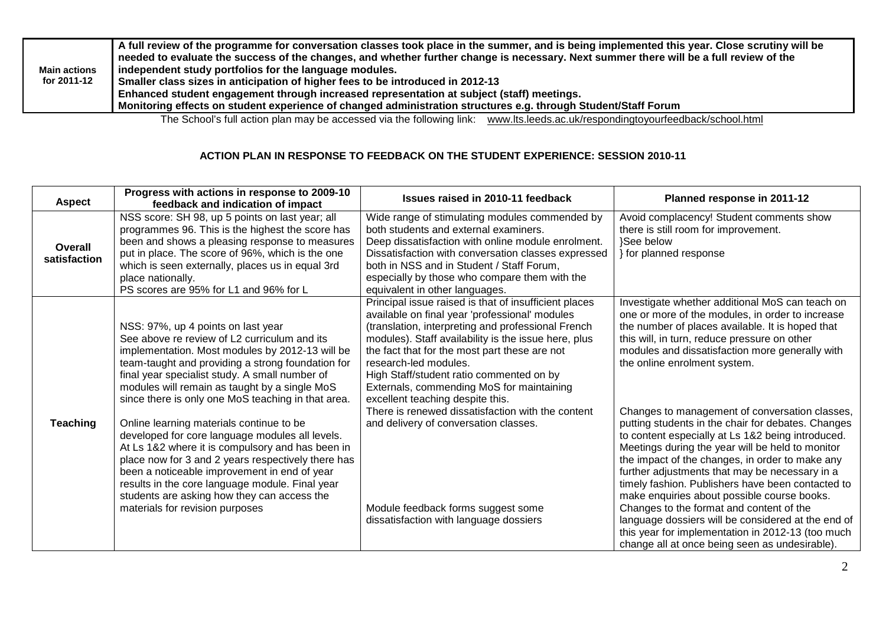| Main actions for 2011-12 | A full review of the programme for conversation classes took place in the summer, and is being implemented this year. Close scrutiny will be needed to evaluate the success of the changes, and whether further change is necessary. Next summer there will be a full review of the independent study portfolios for the language modules.<br>Smaller class sizes in anticipation of higher fees to be introduced in 2012-13<br>Enhanced student engagement through increased representation at subject (staff) meetings.<br>Monitoring effects on student experience of changed administration structures e.g. through Student/Staff Forum |
|---|---|

The School's full action plan may be accessed via the following link: www.lts.leeds.ac.uk/respondingtoyourfeedback/school.html

**ACTION PLAN IN RESPONSE TO FEEDBACK ON THE STUDENT EXPERIENCE: SESSION 2010-11**

| Aspect | Progress with actions in response to 2009-10 feedback and indication of impact | Issues raised in 2010-11 feedback | Planned response in 2011-12 |
|---|---|---|---|
| **Overall satisfaction** | NSS score: SH 98, up 5 points on last year; all programmes 96. This is the highest the score has been and shows a pleasing response to measures put in place. The score of 96%, which is the one which is seen externally, places us in equal 3rd place nationally.<br>PS scores are 95% for L1 and 96% for L | Wide range of stimulating modules commended by both students and external examiners.<br>Deep dissatisfaction with online module enrolment.<br>Dissatisfaction with conversation classes expressed both in NSS and in Student / Staff Forum, especially by those who compare them with the equivalent in other languages. | Avoid complacency! Student comments show there is still room for improvement.<br>}See below<br>} for planned response |
| **Teaching** | NSS: 97%, up 4 points on last year<br>See above re review of L2 curriculum and its implementation. Most modules by 2012-13 will be team-taught and providing a strong foundation for final year specialist study. A small number of modules will remain as taught by a single MoS since there is only one MoS teaching in that area.<br><br>Online learning materials continue to be developed for core language modules all levels. At Ls 1&2 where it is compulsory and has been in place now for 3 and 2 years respectively there has been a noticeable improvement in end of year results in the core language module. Final year students are asking how they can access the materials for revision purposes | Principal issue raised is that of insufficient places available on final year 'professional' modules (translation, interpreting and professional French modules). Staff availability is the issue here, plus the fact that for the most part these are not research-led modules.<br>High Staff/student ratio commented on by Externals, commending MoS for maintaining excellent teaching despite this.<br>There is renewed dissatisfaction with the content and delivery of conversation classes.<br><br>Module feedback forms suggest some dissatisfaction with language dossiers | Investigate whether additional MoS can teach on one or more of the modules, in order to increase the number of places available. It is hoped that this will, in turn, reduce pressure on other modules and dissatisfaction more generally with the online enrolment system.<br><br>Changes to management of conversation classes, putting students in the chair for debates. Changes to content especially at Ls 1&2 being introduced. Meetings during the year will be held to monitor the impact of the changes, in order to make any further adjustments that may be necessary in a timely fashion. Publishers have been contacted to make enquiries about possible course books.<br>Changes to the format and content of the language dossiers will be considered at the end of this year for implementation in 2012-13 (too much change all at once being seen as undesirable). |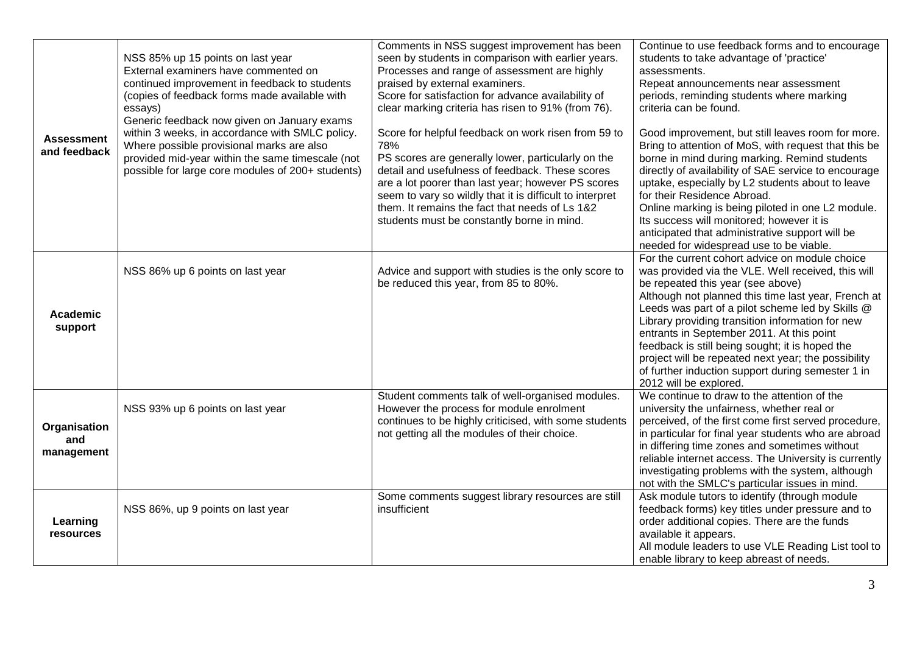| | | | |
|---|---|---|---|
| **Assessment and feedback** | NSS 85% up 15 points on last year<br>External examiners have commented on continued improvement in feedback to students (copies of feedback forms made available with essays)<br>Generic feedback now given on January exams within 3 weeks, in accordance with SMLC policy. Where possible provisional marks are also provided mid-year within the same timescale (not possible for large core modules of 200+ students) | Comments in NSS suggest improvement has been seen by students in comparison with earlier years. Processes and range of assessment are highly praised by external examiners.<br>Score for satisfaction for advance availability of clear marking criteria has risen to 91% (from 76).<br><br>Score for helpful feedback on work risen from 59 to 78%<br>PS scores are generally lower, particularly on the detail and usefulness of feedback. These scores are a lot poorer than last year; however PS scores seem to vary so wildly that it is difficult to interpret them. It remains the fact that needs of Ls 1&2 students must be constantly borne in mind. | Continue to use feedback forms and to encourage students to take advantage of 'practice' assessments.<br>Repeat announcements near assessment periods, reminding students where marking criteria can be found.<br><br>Good improvement, but still leaves room for more. Bring to attention of MoS, with request that this be borne in mind during marking. Remind students directly of availability of SAE service to encourage uptake, especially by L2 students about to leave for their Residence Abroad.<br>Online marking is being piloted in one L2 module. Its success will monitored; however it is anticipated that administrative support will be needed for widespread use to be viable. |
| **Academic support** | NSS 86% up 6 points on last year | Advice and support with studies is the only score to be reduced this year, from 85 to 80%. | For the current cohort advice on module choice was provided via the VLE. Well received, this will be repeated this year (see above)<br>Although not planned this time last year, French at Leeds was part of a pilot scheme led by Skills @ Library providing transition information for new entrants in September 2011. At this point feedback is still being sought; it is hoped the project will be repeated next year; the possibility of further induction support during semester 1 in 2012 will be explored. |
| **Organisation and management** | NSS 93% up 6 points on last year | Student comments talk of well-organised modules. However the process for module enrolment continues to be highly criticised, with some students not getting all the modules of their choice. | We continue to draw to the attention of the university the unfairness, whether real or perceived, of the first come first served procedure, in particular for final year students who are abroad in differing time zones and sometimes without reliable internet access. The University is currently investigating problems with the system, although not with the SMLC's particular issues in mind. |
| **Learning resources** | NSS 86%, up 9 points on last year | Some comments suggest library resources are still insufficient | Ask module tutors to identify (through module feedback forms) key titles under pressure and to order additional copies. There are the funds available it appears.<br>All module leaders to use VLE Reading List tool to enable library to keep abreast of needs. |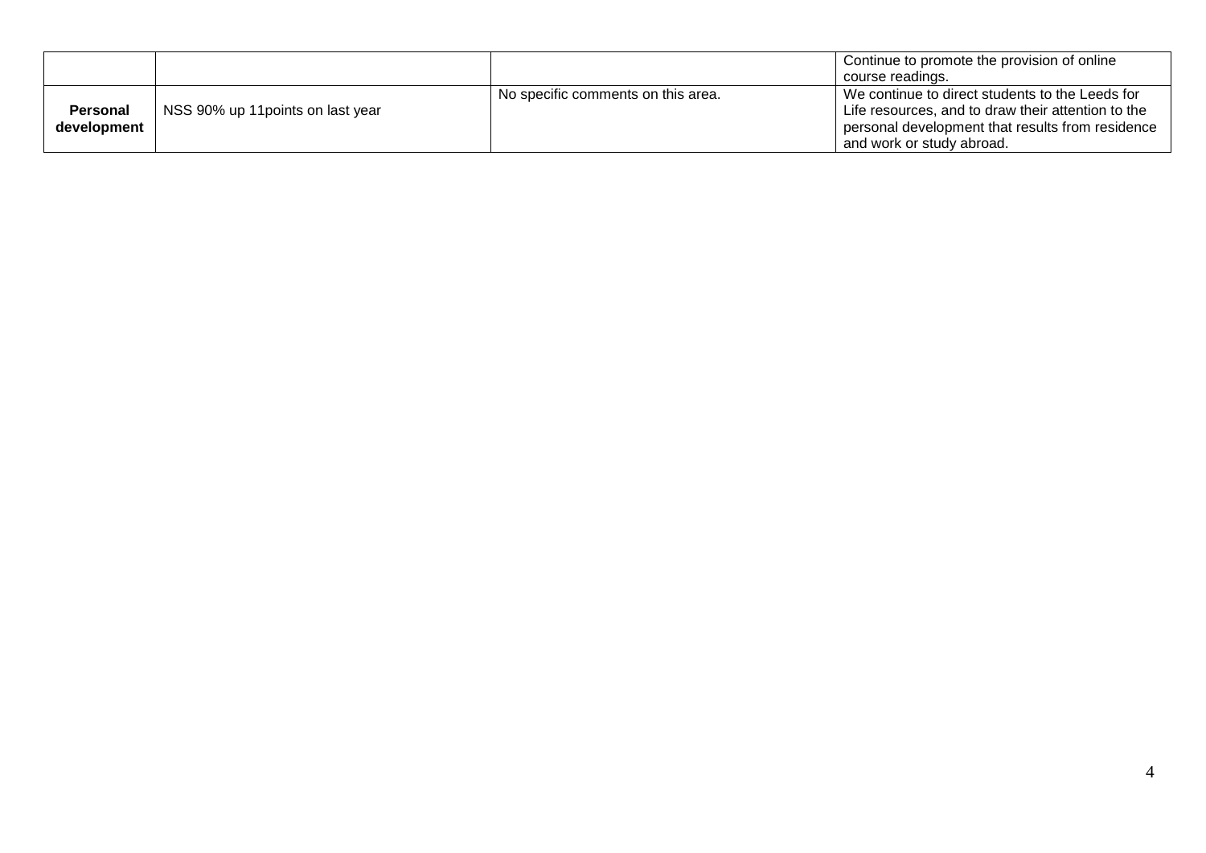| | | | |
|---|---|---|---|
| | | | Continue to promote the provision of online course readings. |
| **Personal development** | NSS 90% up 11points on last year | No specific comments on this area. | We continue to direct students to the Leeds for Life resources, and to draw their attention to the personal development that results from residence and work or study abroad. |